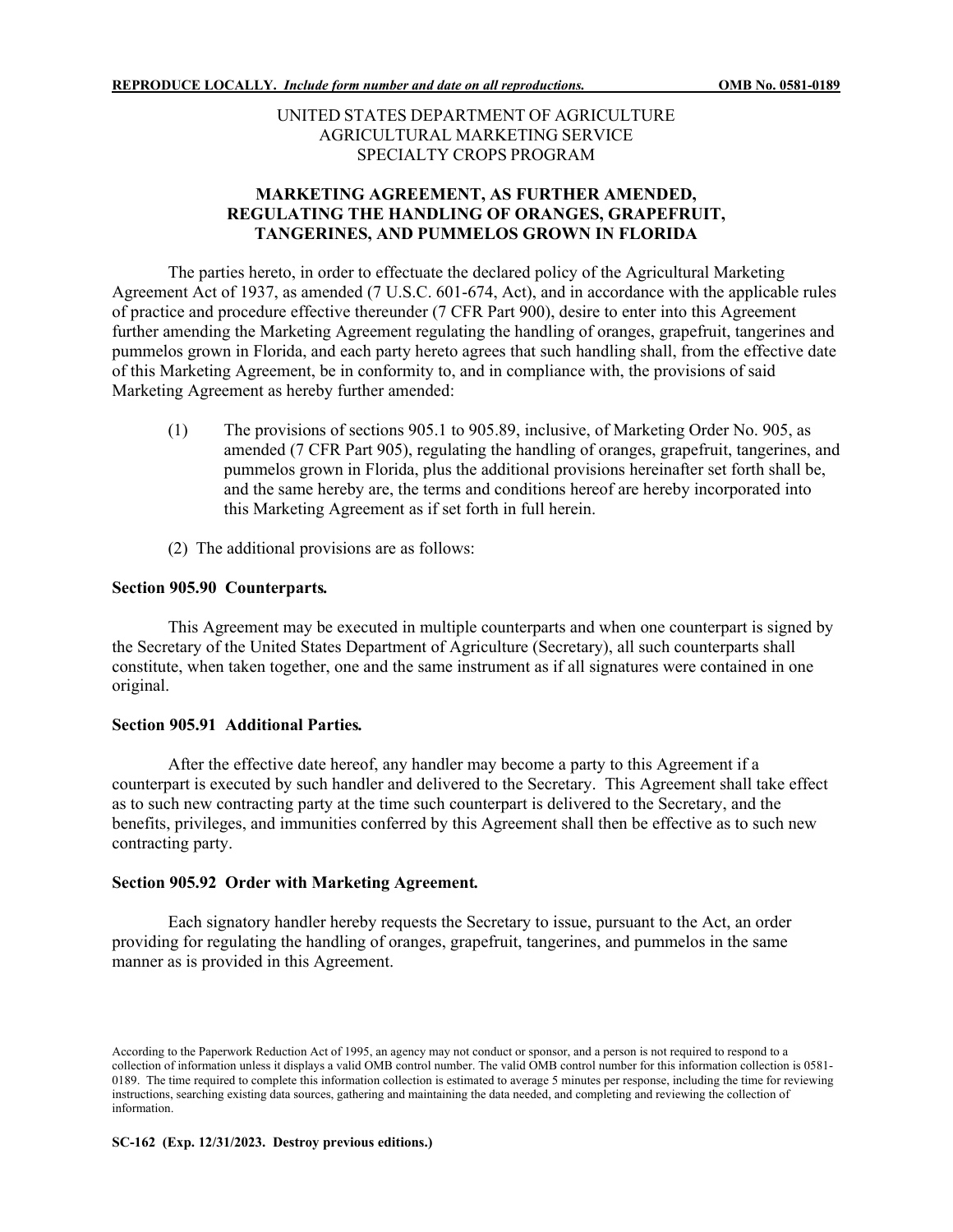**REPRODUCE LOCALLY.** ***Include form number and date on all reproductions.*** **OMB No. 0581-0189**

UNITED STATES DEPARTMENT OF AGRICULTURE
AGRICULTURAL MARKETING SERVICE
SPECIALTY CROPS PROGRAM

# MARKETING AGREEMENT, AS FURTHER AMENDED, REGULATING THE HANDLING OF ORANGES, GRAPEFRUIT, TANGERINES, AND PUMMELOS GROWN IN FLORIDA

The parties hereto, in order to effectuate the declared policy of the Agricultural Marketing Agreement Act of 1937, as amended (7 U.S.C. 601-674, Act), and in accordance with the applicable rules of practice and procedure effective thereunder (7 CFR Part 900), desire to enter into this Agreement further amending the Marketing Agreement regulating the handling of oranges, grapefruit, tangerines and pummelos grown in Florida, and each party hereto agrees that such handling shall, from the effective date of this Marketing Agreement, be in conformity to, and in compliance with, the provisions of said Marketing Agreement as hereby further amended:

(1) The provisions of sections 905.1 to 905.89, inclusive, of Marketing Order No. 905, as amended (7 CFR Part 905), regulating the handling of oranges, grapefruit, tangerines, and pummelos grown in Florida, plus the additional provisions hereinafter set forth shall be, and the same hereby are, the terms and conditions hereof are hereby incorporated into this Marketing Agreement as if set forth in full herein.

(2) The additional provisions are as follows:

**Section 905.90 Counterparts.**

This Agreement may be executed in multiple counterparts and when one counterpart is signed by the Secretary of the United States Department of Agriculture (Secretary), all such counterparts shall constitute, when taken together, one and the same instrument as if all signatures were contained in one original.

**Section 905.91 Additional Parties.**

After the effective date hereof, any handler may become a party to this Agreement if a counterpart is executed by such handler and delivered to the Secretary. This Agreement shall take effect as to such new contracting party at the time such counterpart is delivered to the Secretary, and the benefits, privileges, and immunities conferred by this Agreement shall then be effective as to such new contracting party.

**Section 905.92 Order with Marketing Agreement.**

Each signatory handler hereby requests the Secretary to issue, pursuant to the Act, an order providing for regulating the handling of oranges, grapefruit, tangerines, and pummelos in the same manner as is provided in this Agreement.

According to the Paperwork Reduction Act of 1995, an agency may not conduct or sponsor, and a person is not required to respond to a collection of information unless it displays a valid OMB control number. The valid OMB control number for this information collection is 0581-0189. The time required to complete this information collection is estimated to average 5 minutes per response, including the time for reviewing instructions, searching existing data sources, gathering and maintaining the data needed, and completing and reviewing the collection of information.

**SC-162 (Exp. 12/31/2023. Destroy previous editions.)**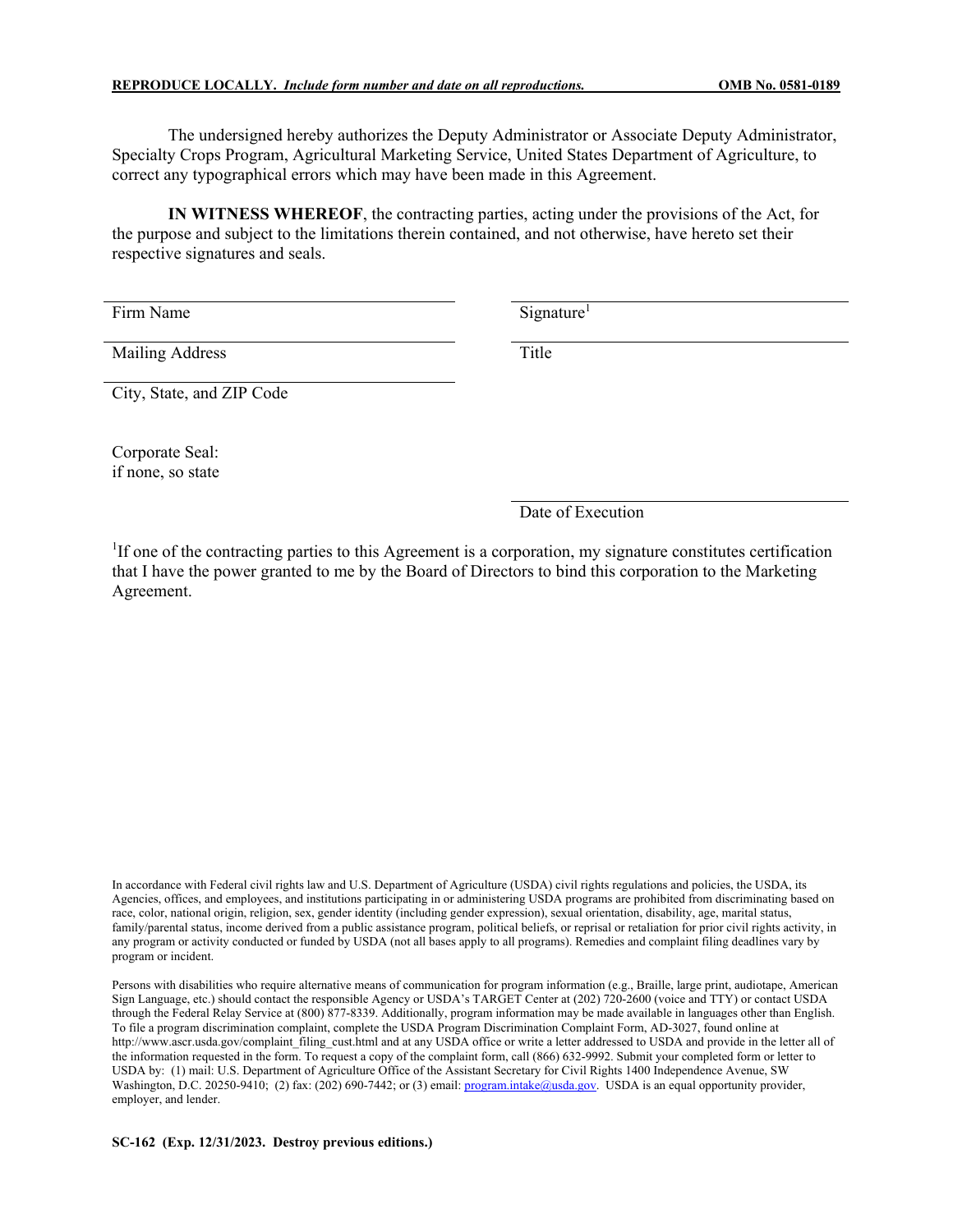**REPRODUCE LOCALLY.** ***Include form number and date on all reproductions.*** **OMB No. 0581-0189**

The undersigned hereby authorizes the Deputy Administrator or Associate Deputy Administrator, Specialty Crops Program, Agricultural Marketing Service, United States Department of Agriculture, to correct any typographical errors which may have been made in this Agreement.

**IN WITNESS WHEREOF**, the contracting parties, acting under the provisions of the Act, for the purpose and subject to the limitations therein contained, and not otherwise, have hereto set their respective signatures and seals.

| | |
|---|---|
| Firm Name | Signature[1] |
| Mailing Address | Title |
| City, State, and ZIP Code | |
| Corporate Seal: if none, so state | |
| | Date of Execution |

[1]If one of the contracting parties to this Agreement is a corporation, my signature constitutes certification that I have the power granted to me by the Board of Directors to bind this corporation to the Marketing Agreement.

In accordance with Federal civil rights law and U.S. Department of Agriculture (USDA) civil rights regulations and policies, the USDA, its Agencies, offices, and employees, and institutions participating in or administering USDA programs are prohibited from discriminating based on race, color, national origin, religion, sex, gender identity (including gender expression), sexual orientation, disability, age, marital status, family/parental status, income derived from a public assistance program, political beliefs, or reprisal or retaliation for prior civil rights activity, in any program or activity conducted or funded by USDA (not all bases apply to all programs). Remedies and complaint filing deadlines vary by program or incident.

Persons with disabilities who require alternative means of communication for program information (e.g., Braille, large print, audiotape, American Sign Language, etc.) should contact the responsible Agency or USDA's TARGET Center at (202) 720-2600 (voice and TTY) or contact USDA through the Federal Relay Service at (800) 877-8339. Additionally, program information may be made available in languages other than English. To file a program discrimination complaint, complete the USDA Program Discrimination Complaint Form, AD-3027, found online at http://www.ascr.usda.gov/complaint_filing_cust.html and at any USDA office or write a letter addressed to USDA and provide in the letter all of the information requested in the form. To request a copy of the complaint form, call (866) 632-9992. Submit your completed form or letter to USDA by: (1) mail: U.S. Department of Agriculture Office of the Assistant Secretary for Civil Rights 1400 Independence Avenue, SW Washington, D.C. 20250-9410; (2) fax: (202) 690-7442; or (3) email: program.intake@usda.gov. USDA is an equal opportunity provider, employer, and lender.

**SC-162 (Exp. 12/31/2023. Destroy previous editions.)**